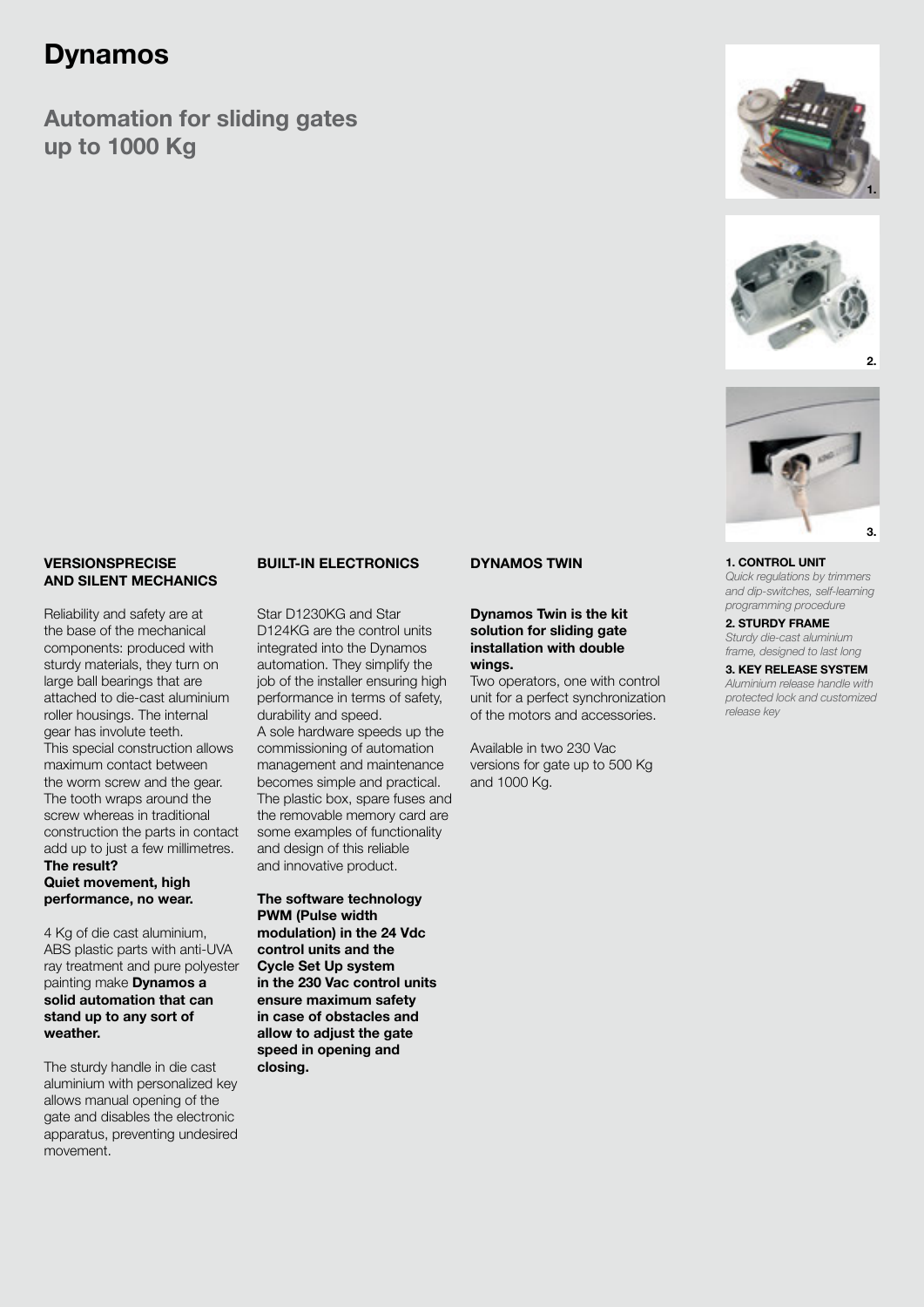# Dynamos

## Automation for sliding gates up to 1000 Kg

**1. CONTROL UNIT**
*Quick regulations by trimmers and dip-switches, self-learning programming procedure*

**2. STURDY FRAME**
*Sturdy die-cast aluminium frame, designed to last long*

**3. KEY RELEASE SYSTEM**
*Aluminium release handle with protected lock and customized release key*

### VERSIONSPRECISE AND SILENT MECHANICS

Reliability and safety are at the base of the mechanical components: produced with sturdy materials, they turn on large ball bearings that are attached to die-cast aluminium roller housings. The internal gear has involute teeth. This special construction allows maximum contact between the worm screw and the gear. The tooth wraps around the screw whereas in traditional construction the parts in contact add up to just a few millimetres.
**The result? Quiet movement, high performance, no wear.**

4 Kg of die cast aluminium, ABS plastic parts with anti-UVA ray treatment and pure polyester painting make **Dynamos a solid automation that can stand up to any sort of weather.**

The sturdy handle in die cast aluminium with personalized key allows manual opening of the gate and disables the electronic apparatus, preventing undesired movement.

### BUILT-IN ELECTRONICS

Star D1230KG and Star D124KG are the control units integrated into the Dynamos automation. They simplify the job of the installer ensuring high performance in terms of safety, durability and speed.
A sole hardware speeds up the commissioning of automation management and maintenance becomes simple and practical. The plastic box, spare fuses and the removable memory card are some examples of functionality and design of this reliable and innovative product.

**The software technology PWM (Pulse width modulation) in the 24 Vdc control units and the Cycle Set Up system in the 230 Vac control units ensure maximum safety in case of obstacles and allow to adjust the gate speed in opening and closing.**

### DYNAMOS TWIN

**Dynamos Twin is the kit solution for sliding gate installation with double wings.**
Two operators, one with control unit for a perfect synchronization of the motors and accessories.

Available in two 230 Vac versions for gate up to 500 Kg and 1000 Kg.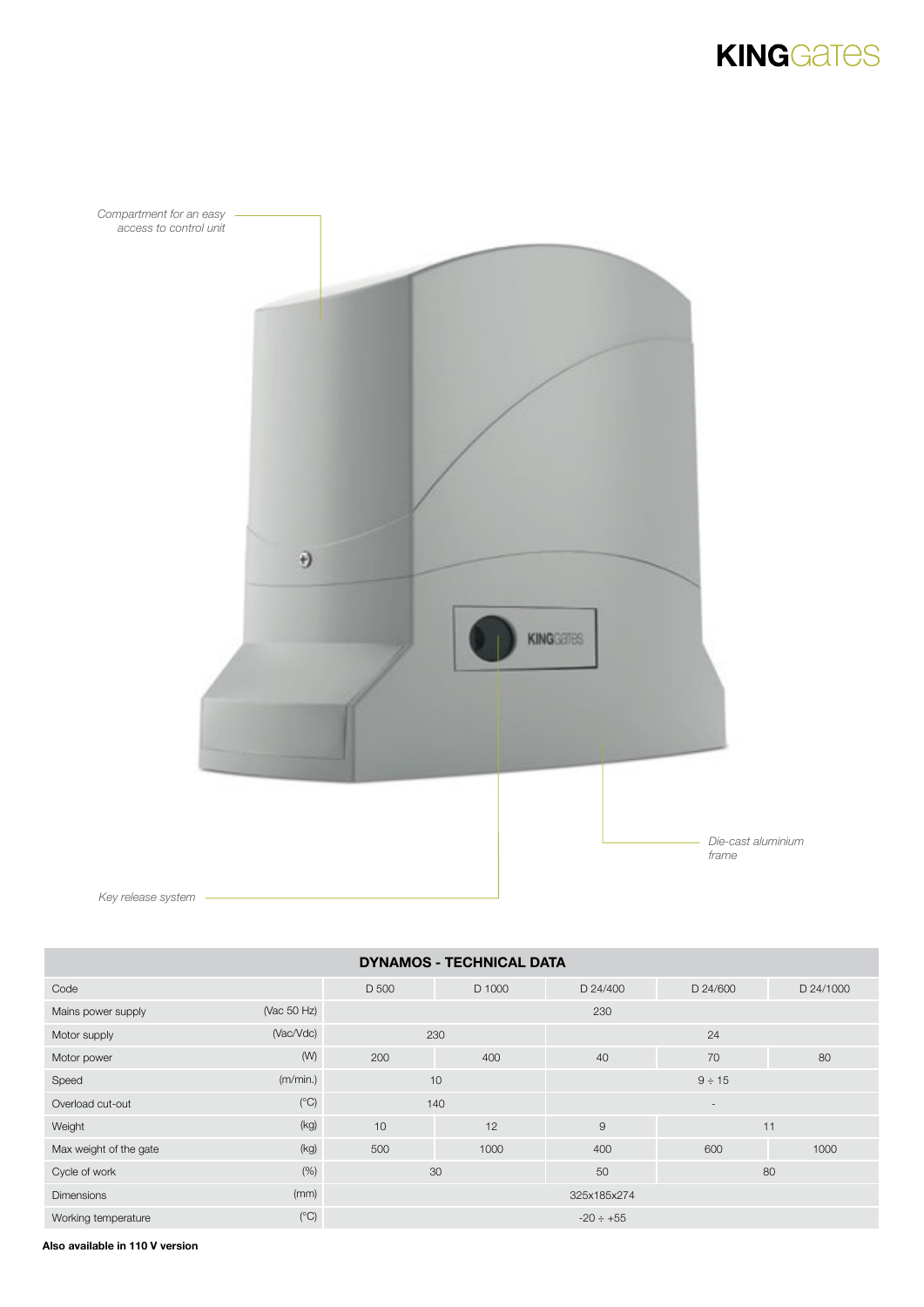KINGGates

*Compartment for an easy access to control unit*

*Die-cast aluminium frame*

*Key release system*

| DYNAMOS - TECHNICAL DATA | | | | | | |
|---|---|---|---|---|---|---|
| Code | | D 500 | D 1000 | D 24/400 | D 24/600 | D 24/1000 |
| Mains power supply | (Vac 50 Hz) | 230 | | | | |
| Motor supply | (Vac/Vdc) | 230 | | 24 | | |
| Motor power | (W) | 200 | 400 | 40 | 70 | 80 |
| Speed | (m/min.) | 10 | | 9 ÷ 15 | | |
| Overload cut-out | (°C) | 140 | | - | | |
| Weight | (kg) | 10 | 12 | 9 | 11 | |
| Max weight of the gate | (kg) | 500 | 1000 | 400 | 600 | 1000 |
| Cycle of work | (%) | 30 | | 50 | 80 | |
| Dimensions | (mm) | 325x185x274 | | | | |
| Working temperature | (°C) | -20 ÷ +55 | | | | |

**Also available in 110 V version**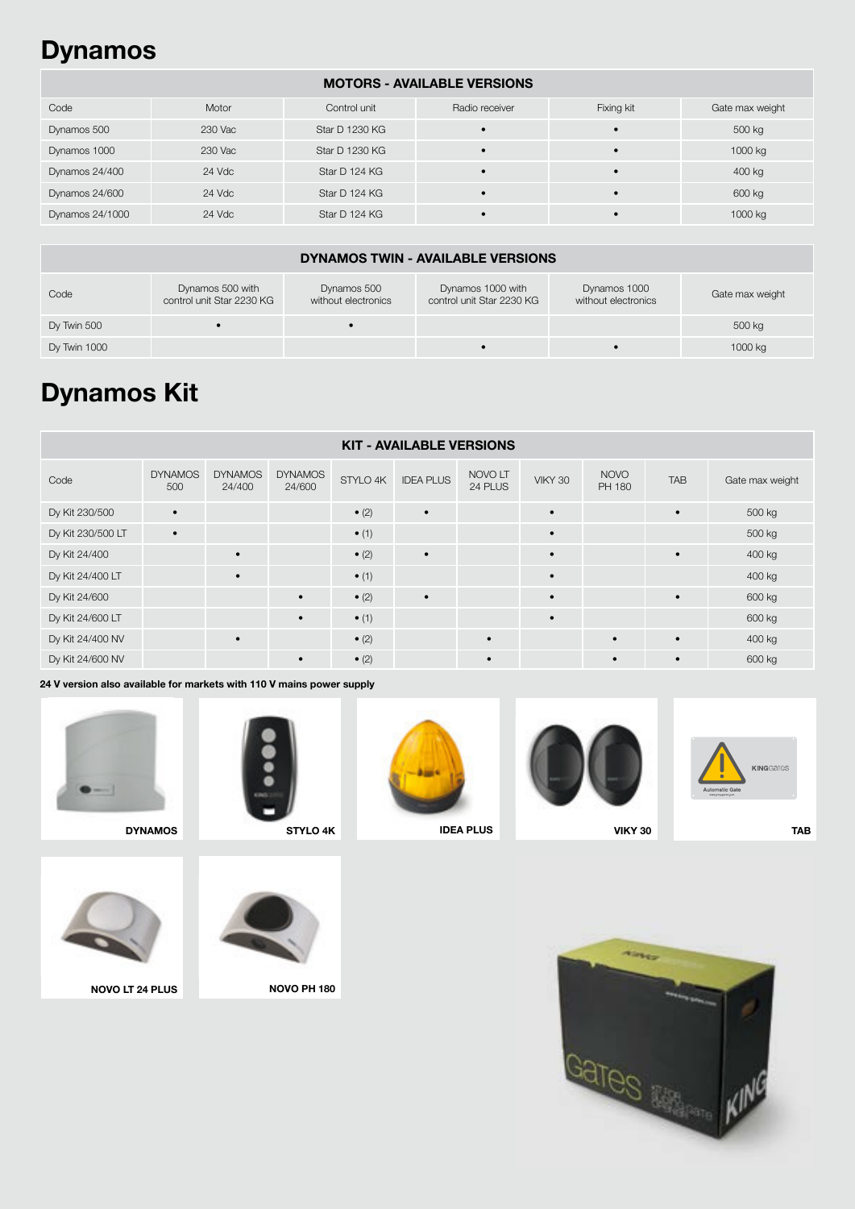# Dynamos

| MOTORS - AVAILABLE VERSIONS | | | | | |
|---|---|---|---|---|---|
| Code | Motor | Control unit | Radio receiver | Fixing kit | Gate max weight |
| Dynamos 500 | 230 Vac | Star D 1230 KG | • | • | 500 kg |
| Dynamos 1000 | 230 Vac | Star D 1230 KG | • | • | 1000 kg |
| Dynamos 24/400 | 24 Vdc | Star D 124 KG | • | • | 400 kg |
| Dynamos 24/600 | 24 Vdc | Star D 124 KG | • | • | 600 kg |
| Dynamos 24/1000 | 24 Vdc | Star D 124 KG | • | • | 1000 kg |

| DYNAMOS TWIN - AVAILABLE VERSIONS | | | | | |
|---|---|---|---|---|---|
| Code | Dynamos 500 with control unit Star 2230 KG | Dynamos 500 without electronics | Dynamos 1000 with control unit Star 2230 KG | Dynamos 1000 without electronics | Gate max weight |
| Dy Twin 500 | • | • | | | 500 kg |
| Dy Twin 1000 | | | • | • | 1000 kg |

# Dynamos Kit

| KIT - AVAILABLE VERSIONS | | | | | | | | | | |
|---|---|---|---|---|---|---|---|---|---|---|
| Code | DYNAMOS 500 | DYNAMOS 24/400 | DYNAMOS 24/600 | STYLO 4K | IDEA PLUS | NOVO LT 24 PLUS | VIKY 30 | NOVO PH 180 | TAB | Gate max weight |
| Dy Kit 230/500 | • | | | • (2) | • | | • | | • | 500 kg |
| Dy Kit 230/500 LT | • | | | • (1) | | | • | | | 500 kg |
| Dy Kit 24/400 | | • | | • (2) | • | | • | | • | 400 kg |
| Dy Kit 24/400 LT | | • | | • (1) | | | • | | | 400 kg |
| Dy Kit 24/600 | | | • | • (2) | • | | • | | • | 600 kg |
| Dy Kit 24/600 LT | | | • | • (1) | | | • | | | 600 kg |
| Dy Kit 24/400 NV | | • | | • (2) | | • | | • | • | 400 kg |
| Dy Kit 24/600 NV | | | • | • (2) | | • | | • | • | 600 kg |

**24 V version also available for markets with 110 V mains power supply**

**DYNAMOS**

**STYLO 4K**

**IDEA PLUS**

**VIKY 30**

**TAB**

**NOVO LT 24 PLUS**

**NOVO PH 180**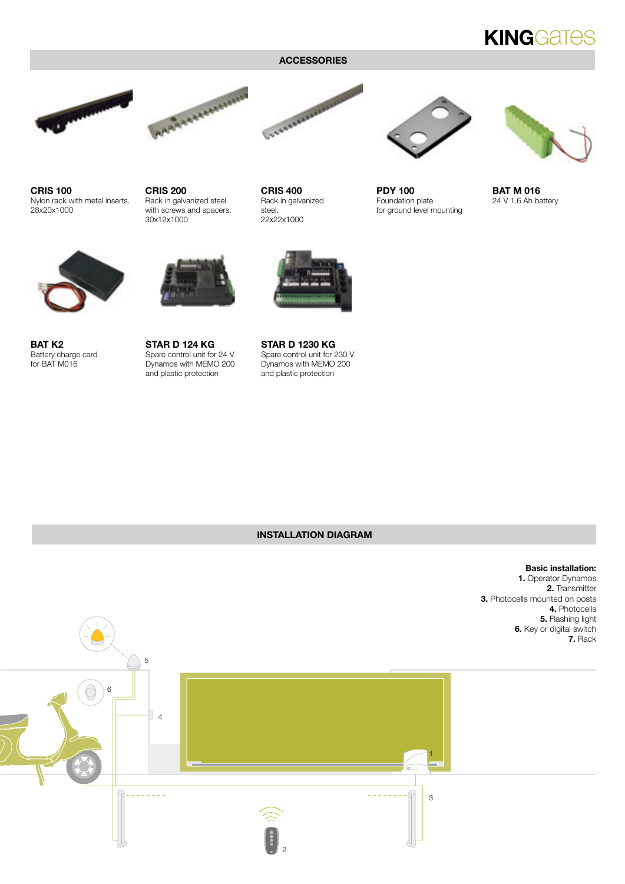KINGGates

## ACCESSORIES

**CRIS 100**
Nylon rack with metal inserts.
28x20x1000

**CRIS 200**
Rack in galvanized steel
with screws and spacers.
30x12x1000

**CRIS 400**
Rack in galvanized
steel.
22x22x1000

**PDY 100**
Foundation plate
for ground level mounting

**BAT M 016**
24 V 1.6 Ah battery

**BAT K2**
Battery charge card
for BAT M016

**STAR D 124 KG**
Spare control unit for 24 V
Dynamos with MEMO 200
and plastic protection

**STAR D 1230 KG**
Spare control unit for 230 V
Dynamos with MEMO 200
and plastic protection

## INSTALLATION DIAGRAM

**Basic installation:**
**1.** Operator Dynamos
**2.** Transmitter
**3.** Photocells mounted on posts
**4.** Photocells
**5.** Flashing light
**6.** Key or digital switch
**7.** Rack

5

6

4

1

3

2